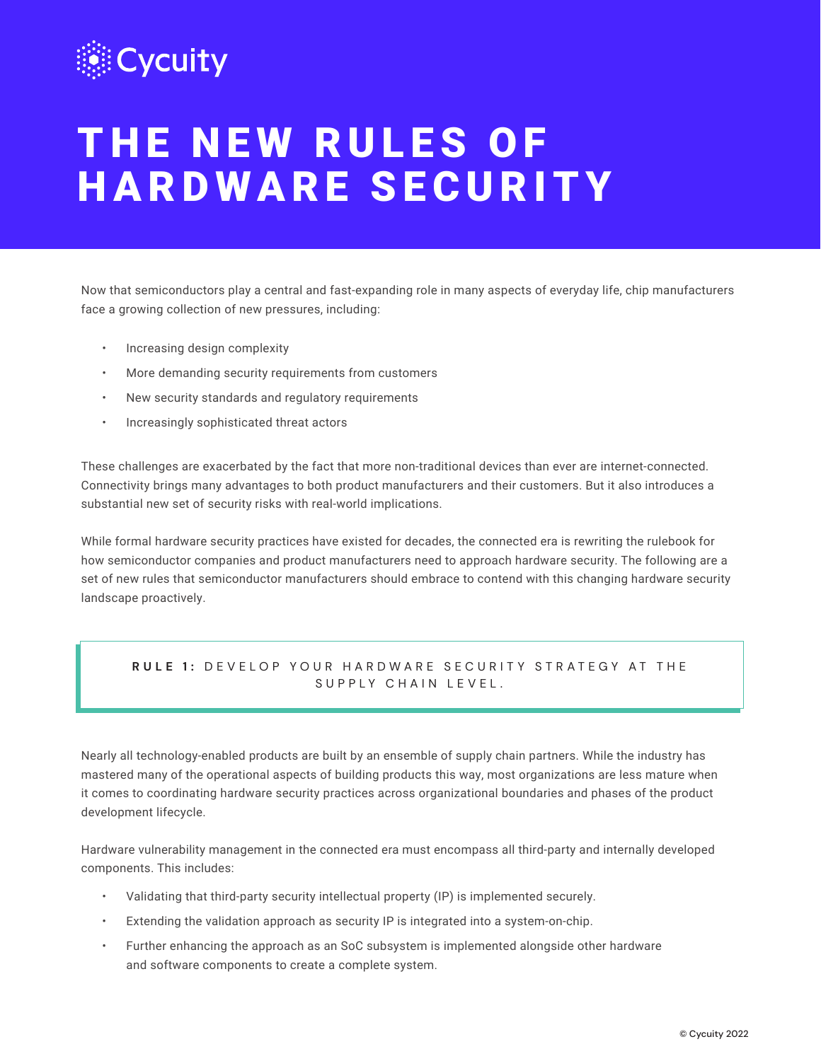Cycuity

# THE NEW RULES OF HARDWARE SECURITY

Now that semiconductors play a central and fast-expanding role in many aspects of everyday life, chip manufacturers face a growing collection of new pressures, including:

- Increasing design complexity
- More demanding security requirements from customers
- New security standards and regulatory requirements
- Increasingly sophisticated threat actors

These challenges are exacerbated by the fact that more non-traditional devices than ever are internet-connected. Connectivity brings many advantages to both product manufacturers and their customers. But it also introduces a substantial new set of security risks with real-world implications.

While formal hardware security practices have existed for decades, the connected era is rewriting the rulebook for how semiconductor companies and product manufacturers need to approach hardware security. The following are a set of new rules that semiconductor manufacturers should embrace to contend with this changing hardware security landscape proactively.

## **RULE 1:** DEVELOP YOUR HARDWARE SECURITY STRATEGY AT THE SUPPLY CHAIN LEVEL.

Nearly all technology-enabled products are built by an ensemble of supply chain partners. While the industry has mastered many of the operational aspects of building products this way, most organizations are less mature when it comes to coordinating hardware security practices across organizational boundaries and phases of the product development lifecycle.

Hardware vulnerability management in the connected era must encompass all third-party and internally developed components. This includes:

- Validating that third-party security intellectual property (IP) is implemented securely.
- Extending the validation approach as security IP is integrated into a system-on-chip.
- Further enhancing the approach as an SoC subsystem is implemented alongside other hardware and software components to create a complete system.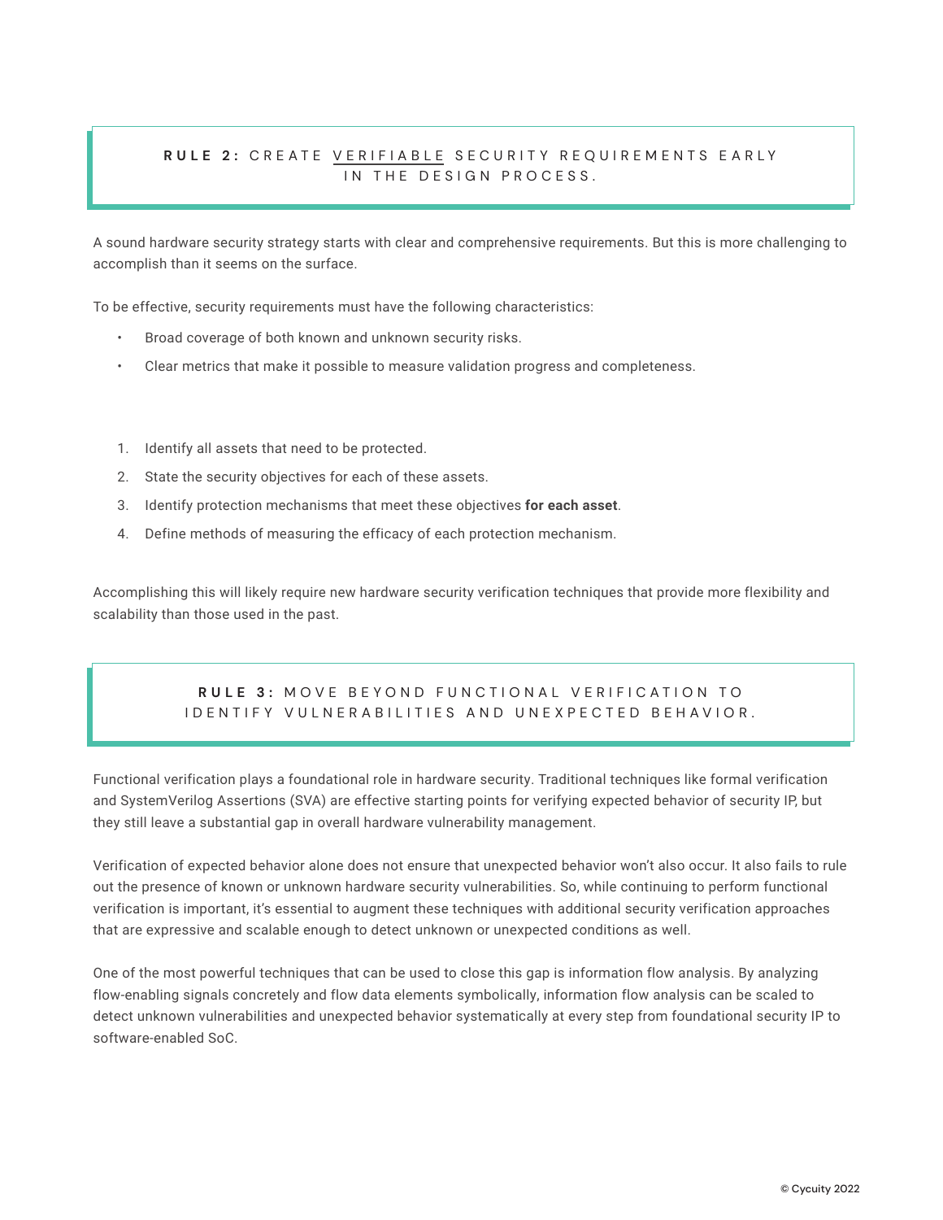## **RULE 2:** CREATE <u>VERIFIABLE</u> SECURITY REQUIREMENTS EARLY IN THE DESIGN PROCESS.

A sound hardware security strategy starts with clear and comprehensive requirements. But this is more challenging to accomplish than it seems on the surface.

To be effective, security requirements must have the following characteristics:

- Broad coverage of both known and unknown security risks.
- Clear metrics that make it possible to measure validation progress and completeness.

1. Identify all assets that need to be protected.
2. State the security objectives for each of these assets.
3. Identify protection mechanisms that meet these objectives **for each asset**.
4. Define methods of measuring the efficacy of each protection mechanism.

Accomplishing this will likely require new hardware security verification techniques that provide more flexibility and scalability than those used in the past.

## **RULE 3:** MOVE BEYOND FUNCTIONAL VERIFICATION TO IDENTIFY VULNERABILITIES AND UNEXPECTED BEHAVIOR.

Functional verification plays a foundational role in hardware security. Traditional techniques like formal verification and SystemVerilog Assertions (SVA) are effective starting points for verifying expected behavior of security IP, but they still leave a substantial gap in overall hardware vulnerability management.

Verification of expected behavior alone does not ensure that unexpected behavior won't also occur. It also fails to rule out the presence of known or unknown hardware security vulnerabilities. So, while continuing to perform functional verification is important, it's essential to augment these techniques with additional security verification approaches that are expressive and scalable enough to detect unknown or unexpected conditions as well.

One of the most powerful techniques that can be used to close this gap is information flow analysis. By analyzing flow-enabling signals concretely and flow data elements symbolically, information flow analysis can be scaled to detect unknown vulnerabilities and unexpected behavior systematically at every step from foundational security IP to software-enabled SoC.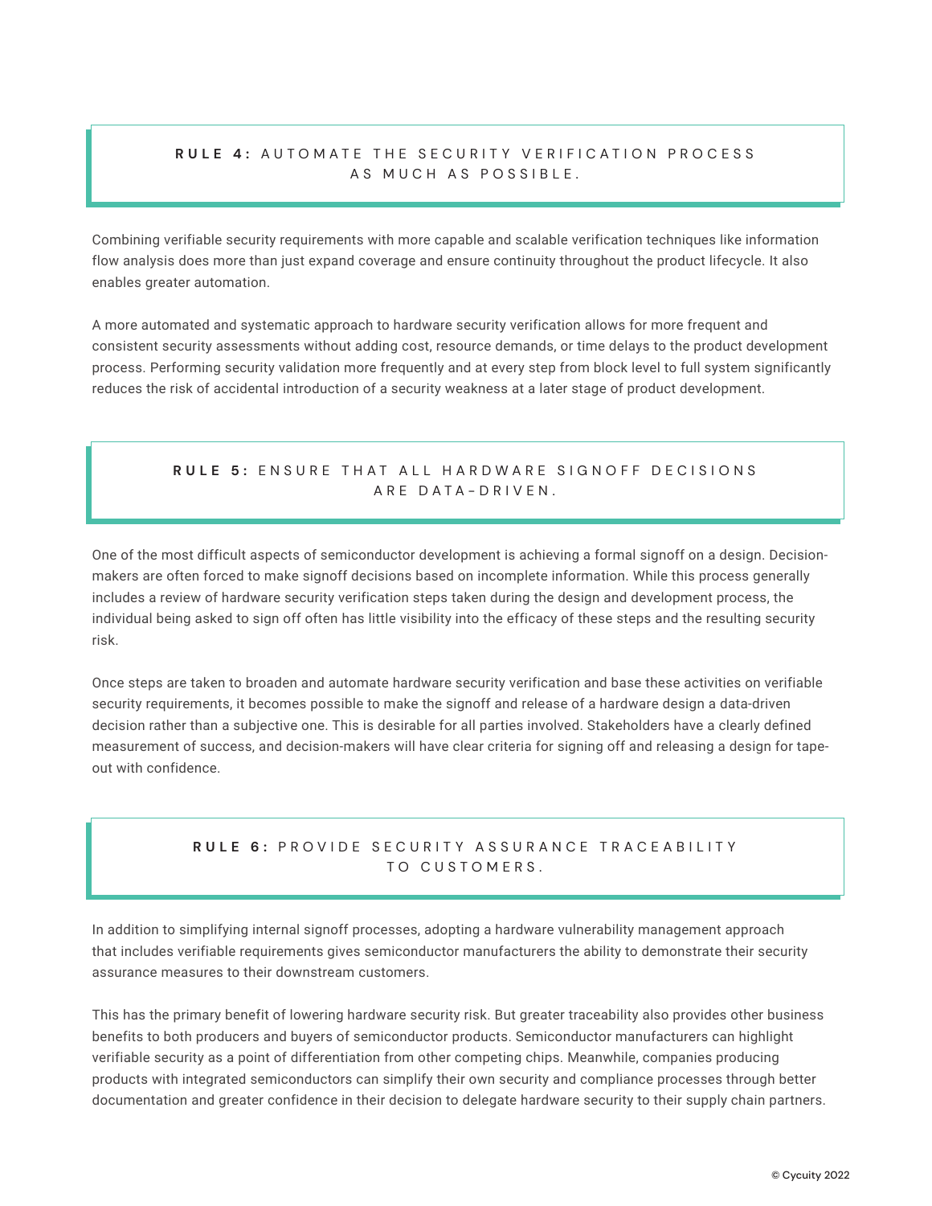## **RULE 4:** AUTOMATE THE SECURITY VERIFICATION PROCESS AS MUCH AS POSSIBLE.

Combining verifiable security requirements with more capable and scalable verification techniques like information flow analysis does more than just expand coverage and ensure continuity throughout the product lifecycle. It also enables greater automation.

A more automated and systematic approach to hardware security verification allows for more frequent and consistent security assessments without adding cost, resource demands, or time delays to the product development process. Performing security validation more frequently and at every step from block level to full system significantly reduces the risk of accidental introduction of a security weakness at a later stage of product development.

## **RULE 5:** ENSURE THAT ALL HARDWARE SIGNOFF DECISIONS ARE DATA-DRIVEN.

One of the most difficult aspects of semiconductor development is achieving a formal signoff on a design. Decision-makers are often forced to make signoff decisions based on incomplete information. While this process generally includes a review of hardware security verification steps taken during the design and development process, the individual being asked to sign off often has little visibility into the efficacy of these steps and the resulting security risk.

Once steps are taken to broaden and automate hardware security verification and base these activities on verifiable security requirements, it becomes possible to make the signoff and release of a hardware design a data-driven decision rather than a subjective one. This is desirable for all parties involved. Stakeholders have a clearly defined measurement of success, and decision-makers will have clear criteria for signing off and releasing a design for tape-out with confidence.

## **RULE 6:** PROVIDE SECURITY ASSURANCE TRACEABILITY TO CUSTOMERS.

In addition to simplifying internal signoff processes, adopting a hardware vulnerability management approach that includes verifiable requirements gives semiconductor manufacturers the ability to demonstrate their security assurance measures to their downstream customers.

This has the primary benefit of lowering hardware security risk. But greater traceability also provides other business benefits to both producers and buyers of semiconductor products. Semiconductor manufacturers can highlight verifiable security as a point of differentiation from other competing chips. Meanwhile, companies producing products with integrated semiconductors can simplify their own security and compliance processes through better documentation and greater confidence in their decision to delegate hardware security to their supply chain partners.